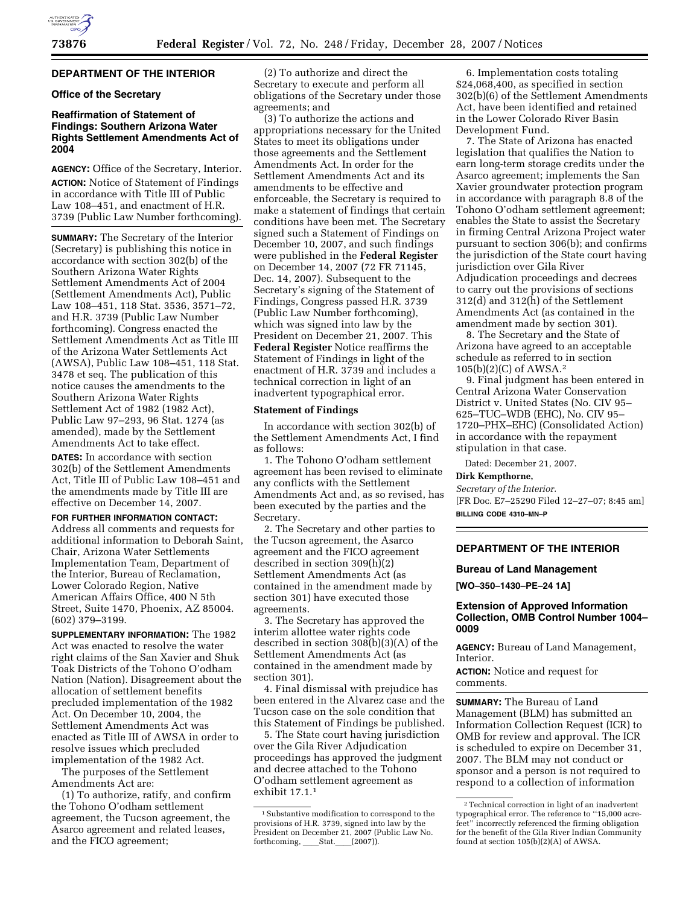## DEPARTMENT OF THE INTERIOR

### Office of the Secretary

### Reaffirmation of Statement of Findings: Southern Arizona Water Rights Settlement Amendments Act of 2004

**AGENCY:** Office of the Secretary, Interior.

**ACTION:** Notice of Statement of Findings in accordance with Title III of Public Law 108–451, and enactment of H.R. 3739 (Public Law Number forthcoming).

**SUMMARY:** The Secretary of the Interior (Secretary) is publishing this notice in accordance with section 302(b) of the Southern Arizona Water Rights Settlement Amendments Act of 2004 (Settlement Amendments Act), Public Law 108–451, 118 Stat. 3536, 3571–72, and H.R. 3739 (Public Law Number forthcoming). Congress enacted the Settlement Amendments Act as Title III of the Arizona Water Settlements Act (AWSA), Public Law 108–451, 118 Stat. 3478 et seq. The publication of this notice causes the amendments to the Southern Arizona Water Rights Settlement Act of 1982 (1982 Act), Public Law 97–293, 96 Stat. 1274 (as amended), made by the Settlement Amendments Act to take effect.

**DATES:** In accordance with section 302(b) of the Settlement Amendments Act, Title III of Public Law 108–451 and the amendments made by Title III are effective on December 14, 2007.

**FOR FURTHER INFORMATION CONTACT:** Address all comments and requests for additional information to Deborah Saint, Chair, Arizona Water Settlements Implementation Team, Department of the Interior, Bureau of Reclamation, Lower Colorado Region, Native American Affairs Office, 400 N 5th Street, Suite 1470, Phoenix, AZ 85004. (602) 379–3199.

**SUPPLEMENTARY INFORMATION:** The 1982 Act was enacted to resolve the water right claims of the San Xavier and Shuk Toak Districts of the Tohono O'odham Nation (Nation). Disagreement about the allocation of settlement benefits precluded implementation of the 1982 Act. On December 10, 2004, the Settlement Amendments Act was enacted as Title III of AWSA in order to resolve issues which precluded implementation of the 1982 Act.

The purposes of the Settlement Amendments Act are:

(1) To authorize, ratify, and confirm the Tohono O'odham settlement agreement, the Tucson agreement, the Asarco agreement and related leases, and the FICO agreement;

(2) To authorize and direct the Secretary to execute and perform all obligations of the Secretary under those agreements; and

(3) To authorize the actions and appropriations necessary for the United States to meet its obligations under those agreements and the Settlement Amendments Act. In order for the Settlement Amendments Act and its amendments to be effective and enforceable, the Secretary is required to make a statement of findings that certain conditions have been met. The Secretary signed such a Statement of Findings on December 10, 2007, and such findings were published in the **Federal Register** on December 14, 2007 (72 FR 71145, Dec. 14, 2007). Subsequent to the Secretary's signing of the Statement of Findings, Congress passed H.R. 3739 (Public Law Number forthcoming), which was signed into law by the President on December 21, 2007. This **Federal Register** Notice reaffirms the Statement of Findings in light of the enactment of H.R. 3739 and includes a technical correction in light of an inadvertent typographical error.

#### Statement of Findings

In accordance with section 302(b) of the Settlement Amendments Act, I find as follows:

1. The Tohono O'odham settlement agreement has been revised to eliminate any conflicts with the Settlement Amendments Act and, as so revised, has been executed by the parties and the Secretary.

2. The Secretary and other parties to the Tucson agreement, the Asarco agreement and the FICO agreement described in section 309(h)(2) Settlement Amendments Act (as contained in the amendment made by section 301) have executed those agreements.

3. The Secretary has approved the interim allottee water rights code described in section 308(b)(3)(A) of the Settlement Amendments Act (as contained in the amendment made by section 301).

4. Final dismissal with prejudice has been entered in the Alvarez case and the Tucson case on the sole condition that this Statement of Findings be published.

5. The State court having jurisdiction over the Gila River Adjudication proceedings has approved the judgment and decree attached to the Tohono O'odham settlement agreement as exhibit 17.1.[1]

6. Implementation costs totaling $24,068,400, as specified in section 302(b)(6) of the Settlement Amendments Act, have been identified and retained in the Lower Colorado River Basin Development Fund.

7. The State of Arizona has enacted legislation that qualifies the Nation to earn long-term storage credits under the Asarco agreement; implements the San Xavier groundwater protection program in accordance with paragraph 8.8 of the Tohono O'odham settlement agreement; enables the State to assist the Secretary in firming Central Arizona Project water pursuant to section 306(b); and confirms the jurisdiction of the State court having jurisdiction over Gila River Adjudication proceedings and decrees to carry out the provisions of sections 312(d) and 312(h) of the Settlement Amendments Act (as contained in the amendment made by section 301).

8. The Secretary and the State of Arizona have agreed to an acceptable schedule as referred to in section 105(b)(2)(C) of AWSA.[2]

9. Final judgment has been entered in Central Arizona Water Conservation District v. United States (No. CIV 95–625–TUC–WDB (EHC), No. CIV 95–1720–PHX–EHC) (Consolidated Action) in accordance with the repayment stipulation in that case.

Dated: December 21, 2007.

**Dirk Kempthorne,**

*Secretary of the Interior.*

[FR Doc. E7–25290 Filed 12–27–07; 8:45 am]

**BILLING CODE 4310–MN–P**

[1] Substantive modification to correspond to the provisions of H.R. 3739, signed into law by the President on December 21, 2007 (Public Law No. forthcoming, \_\_\_\_Stat.\_\_\_\_(2007)).

[2] Technical correction in light of an inadvertent typographical error. The reference to ''15,000 acre-feet'' incorrectly referenced the firming obligation for the benefit of the Gila River Indian Community found at section 105(b)(2)(A) of AWSA.

## DEPARTMENT OF THE INTERIOR

### Bureau of Land Management

**[WO–350–1430–PE–24 1A]**

### Extension of Approved Information Collection, OMB Control Number 1004–0009

**AGENCY:** Bureau of Land Management, Interior.

**ACTION:** Notice and request for comments.

**SUMMARY:** The Bureau of Land Management (BLM) has submitted an Information Collection Request (ICR) to OMB for review and approval. The ICR is scheduled to expire on December 31, 2007. The BLM may not conduct or sponsor and a person is not required to respond to a collection of information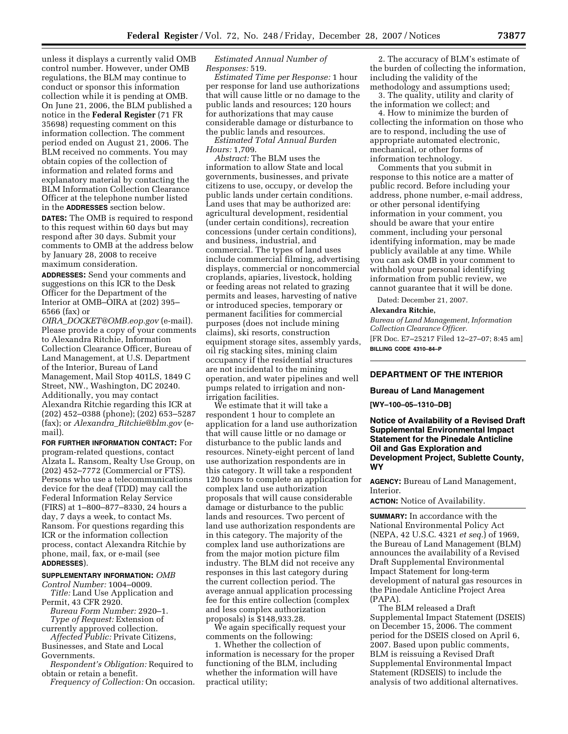unless it displays a currently valid OMB control number. However, under OMB regulations, the BLM may continue to conduct or sponsor this information collection while it is pending at OMB. On June 21, 2006, the BLM published a notice in the **Federal Register** (71 FR 35698) requesting comment on this information collection. The comment period ended on August 21, 2006. The BLM received no comments. You may obtain copies of the collection of information and related forms and explanatory material by contacting the BLM Information Collection Clearance Officer at the telephone number listed in the **ADDRESSES** section below.

**DATES:** The OMB is required to respond to this request within 60 days but may respond after 30 days. Submit your comments to OMB at the address below by January 28, 2008 to receive maximum consideration.

**ADDRESSES:** Send your comments and suggestions on this ICR to the Desk Officer for the Department of the Interior at OMB–OIRA at (202) 395–6566 (fax) or *OIRA_DOCKET@OMB.eop.gov* (e-mail). Please provide a copy of your comments to Alexandra Ritchie, Information Collection Clearance Officer, Bureau of Land Management, at U.S. Department of the Interior, Bureau of Land Management, Mail Stop 401LS, 1849 C Street, NW., Washington, DC 20240. Additionally, you may contact Alexandra Ritchie regarding this ICR at (202) 452–0388 (phone); (202) 653–5287 (fax); or *Alexandra_Ritchie@blm.gov* (e-mail).

**FOR FURTHER INFORMATION CONTACT:** For program-related questions, contact Alzata L. Ransom, Realty Use Group, on (202) 452–7772 (Commercial or FTS). Persons who use a telecommunications device for the deaf (TDD) may call the Federal Information Relay Service (FIRS) at 1–800–877–8330, 24 hours a day, 7 days a week, to contact Ms. Ransom. For questions regarding this ICR or the information collection process, contact Alexandra Ritchie by phone, mail, fax, or e-mail (see **ADDRESSES**).

**SUPPLEMENTARY INFORMATION:** *OMB Control Number:* 1004–0009.

*Title:* Land Use Application and Permit, 43 CFR 2920.

*Bureau Form Number:* 2920–1.

*Type of Request:* Extension of currently approved collection.

*Affected Public:* Private Citizens, Businesses, and State and Local Governments.

*Respondent's Obligation:* Required to obtain or retain a benefit.

*Frequency of Collection:* On occasion.

*Estimated Annual Number of Responses:* 519.

*Estimated Time per Response:* 1 hour per response for land use authorizations that will cause little or no damage to the public lands and resources; 120 hours for authorizations that may cause considerable damage or disturbance to the public lands and resources.

*Estimated Total Annual Burden Hours:* 1,709.

*Abstract:* The BLM uses the information to allow State and local governments, businesses, and private citizens to use, occupy, or develop the public lands under certain conditions. Land uses that may be authorized are: agricultural development, residential (under certain conditions), recreation concessions (under certain conditions), and business, industrial, and commercial. The types of land uses include commercial filming, advertising displays, commercial or noncommercial croplands, apiaries, livestock, holding or feeding areas not related to grazing permits and leases, harvesting of native or introduced species, temporary or permanent facilities for commercial purposes (does not include mining claims), ski resorts, construction equipment storage sites, assembly yards, oil rig stacking sites, mining claim occupancy if the residential structures are not incidental to the mining operation, and water pipelines and well pumps related to irrigation and non-irrigation facilities.

We estimate that it will take a respondent 1 hour to complete an application for a land use authorization that will cause little or no damage or disturbance to the public lands and resources. Ninety-eight percent of land use authorization respondents are in this category. It will take a respondent 120 hours to complete an application for complex land use authorization proposals that will cause considerable damage or disturbance to the public lands and resources. Two percent of land use authorization respondents are in this category. The majority of the complex land use authorizations are from the major motion picture film industry. The BLM did not receive any responses in this last category during the current collection period. The average annual application processing fee for this entire collection (complex and less complex authorization proposals) is $148,933.28.

We again specifically request your comments on the following:

1. Whether the collection of information is necessary for the proper functioning of the BLM, including whether the information will have practical utility;

2. The accuracy of BLM's estimate of the burden of collecting the information, including the validity of the methodology and assumptions used;

3. The quality, utility and clarity of the information we collect; and

4. How to minimize the burden of collecting the information on those who are to respond, including the use of appropriate automated electronic, mechanical, or other forms of information technology.

Comments that you submit in response to this notice are a matter of public record. Before including your address, phone number, e-mail address, or other personal identifying information in your comment, you should be aware that your entire comment, including your personal identifying information, may be made publicly available at any time. While you can ask OMB in your comment to withhold your personal identifying information from public review, we cannot guarantee that it will be done.

Dated: December 21, 2007.

**Alexandra Ritchie,**

*Bureau of Land Management, Information Collection Clearance Officer.*

[FR Doc. E7–25217 Filed 12–27–07; 8:45 am]

**BILLING CODE 4310–84–P**

---

## DEPARTMENT OF THE INTERIOR

### Bureau of Land Management

**[WY–100–05–1310–DB]**

### Notice of Availability of a Revised Draft Supplemental Environmental Impact Statement for the Pinedale Anticline Oil and Gas Exploration and Development Project, Sublette County, WY

**AGENCY:** Bureau of Land Management, Interior.

**ACTION:** Notice of Availability.

**SUMMARY:** In accordance with the National Environmental Policy Act (NEPA, 42 U.S.C. 4321 *et seq.*) of 1969, the Bureau of Land Management (BLM) announces the availability of a Revised Draft Supplemental Environmental Impact Statement for long-term development of natural gas resources in the Pinedale Anticline Project Area (PAPA).

The BLM released a Draft Supplemental Impact Statement (DSEIS) on December 15, 2006. The comment period for the DSEIS closed on April 6, 2007. Based upon public comments, BLM is reissuing a Revised Draft Supplemental Environmental Impact Statement (RDSEIS) to include the analysis of two additional alternatives.